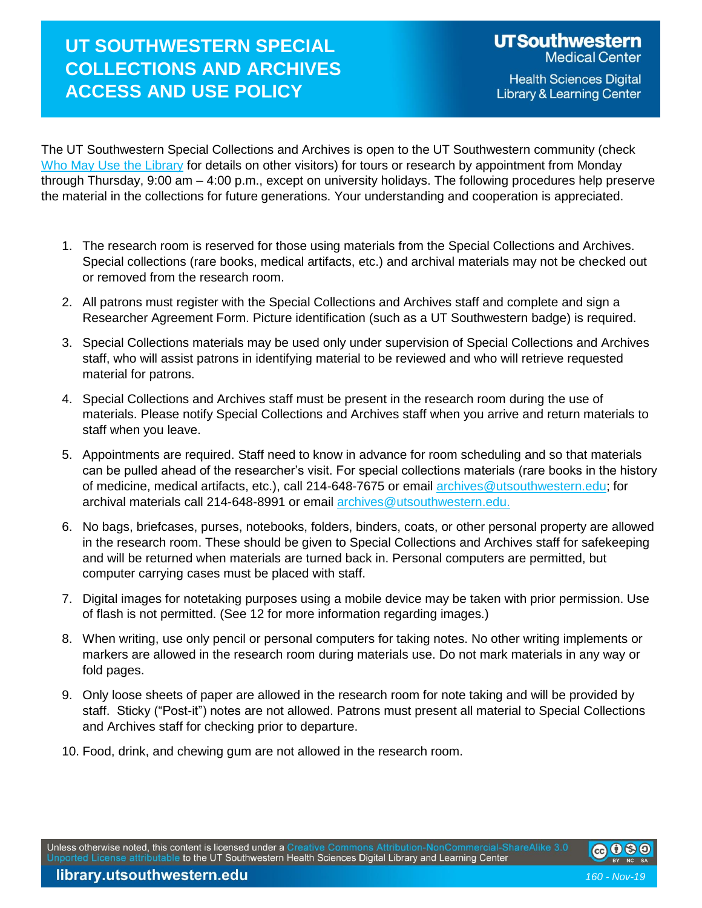# UT SOUTHWESTERN SPECIAL COLLECTIONS AND ARCHIVES ACCESS AND USE POLICY

UT Southwestern Medical Center
Health Sciences Digital Library & Learning Center

The UT Southwestern Special Collections and Archives is open to the UT Southwestern community (check [Who May Use the Library](#) for details on other visitors) for tours or research by appointment from Monday through Thursday, 9:00 am – 4:00 p.m., except on university holidays. The following procedures help preserve the material in the collections for future generations. Your understanding and cooperation is appreciated.

1. The research room is reserved for those using materials from the Special Collections and Archives. Special collections (rare books, medical artifacts, etc.) and archival materials may not be checked out or removed from the research room.
2. All patrons must register with the Special Collections and Archives staff and complete and sign a Researcher Agreement Form. Picture identification (such as a UT Southwestern badge) is required.
3. Special Collections materials may be used only under supervision of Special Collections and Archives staff, who will assist patrons in identifying material to be reviewed and who will retrieve requested material for patrons.
4. Special Collections and Archives staff must be present in the research room during the use of materials. Please notify Special Collections and Archives staff when you arrive and return materials to staff when you leave.
5. Appointments are required. Staff need to know in advance for room scheduling and so that materials can be pulled ahead of the researcher's visit. For special collections materials (rare books in the history of medicine, medical artifacts, etc.), call 214-648-7675 or email archives@utsouthwestern.edu; for archival materials call 214-648-8991 or email archives@utsouthwestern.edu.
6. No bags, briefcases, purses, notebooks, folders, binders, coats, or other personal property are allowed in the research room. These should be given to Special Collections and Archives staff for safekeeping and will be returned when materials are turned back in. Personal computers are permitted, but computer carrying cases must be placed with staff.
7. Digital images for notetaking purposes using a mobile device may be taken with prior permission. Use of flash is not permitted. (See 12 for more information regarding images.)
8. When writing, use only pencil or personal computers for taking notes. No other writing implements or markers are allowed in the research room during materials use. Do not mark materials in any way or fold pages.
9. Only loose sheets of paper are allowed in the research room for note taking and will be provided by staff. Sticky ("Post-it") notes are not allowed. Patrons must present all material to Special Collections and Archives staff for checking prior to departure.
10. Food, drink, and chewing gum are not allowed in the research room.

Unless otherwise noted, this content is licensed under a Creative Commons Attribution-NonCommercial-ShareAlike 3.0 Unported License attributable to the UT Southwestern Health Sciences Digital Library and Learning Center

library.utsouthwestern.edu

160 - Nov-19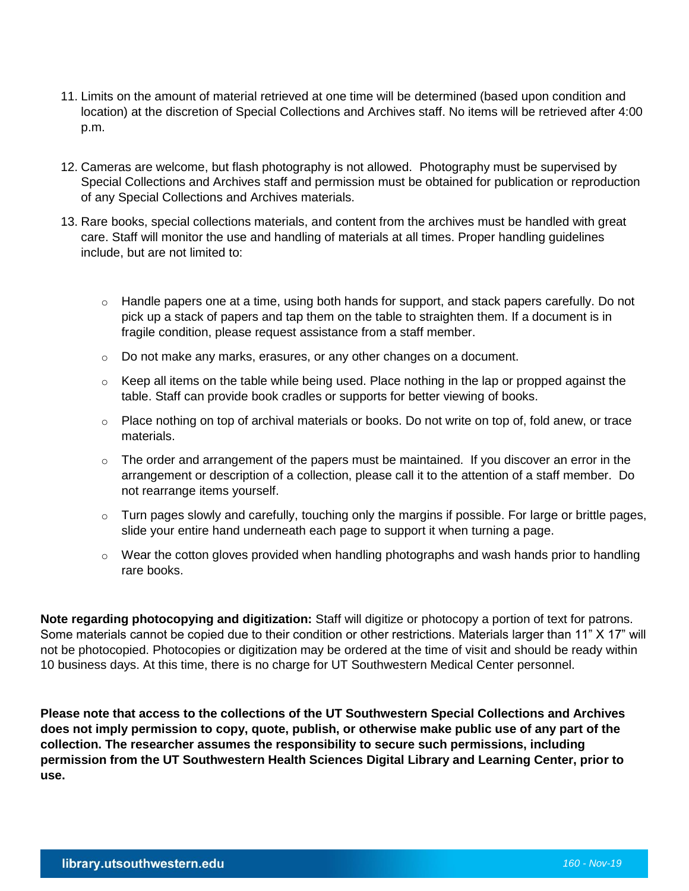11. Limits on the amount of material retrieved at one time will be determined (based upon condition and location) at the discretion of Special Collections and Archives staff. No items will be retrieved after 4:00 p.m.

12. Cameras are welcome, but flash photography is not allowed. Photography must be supervised by Special Collections and Archives staff and permission must be obtained for publication or reproduction of any Special Collections and Archives materials.

13. Rare books, special collections materials, and content from the archives must be handled with great care. Staff will monitor the use and handling of materials at all times. Proper handling guidelines include, but are not limited to:

    - Handle papers one at a time, using both hands for support, and stack papers carefully. Do not pick up a stack of papers and tap them on the table to straighten them. If a document is in fragile condition, please request assistance from a staff member.
    - Do not make any marks, erasures, or any other changes on a document.
    - Keep all items on the table while being used. Place nothing in the lap or propped against the table. Staff can provide book cradles or supports for better viewing of books.
    - Place nothing on top of archival materials or books. Do not write on top of, fold anew, or trace materials.
    - The order and arrangement of the papers must be maintained. If you discover an error in the arrangement or description of a collection, please call it to the attention of a staff member. Do not rearrange items yourself.
    - Turn pages slowly and carefully, touching only the margins if possible. For large or brittle pages, slide your entire hand underneath each page to support it when turning a page.
    - Wear the cotton gloves provided when handling photographs and wash hands prior to handling rare books.

**Note regarding photocopying and digitization:** Staff will digitize or photocopy a portion of text for patrons. Some materials cannot be copied due to their condition or other restrictions. Materials larger than 11" X 17" will not be photocopied. Photocopies or digitization may be ordered at the time of visit and should be ready within 10 business days. At this time, there is no charge for UT Southwestern Medical Center personnel.

**Please note that access to the collections of the UT Southwestern Special Collections and Archives does not imply permission to copy, quote, publish, or otherwise make public use of any part of the collection. The researcher assumes the responsibility to secure such permissions, including permission from the UT Southwestern Health Sciences Digital Library and Learning Center, prior to use.**